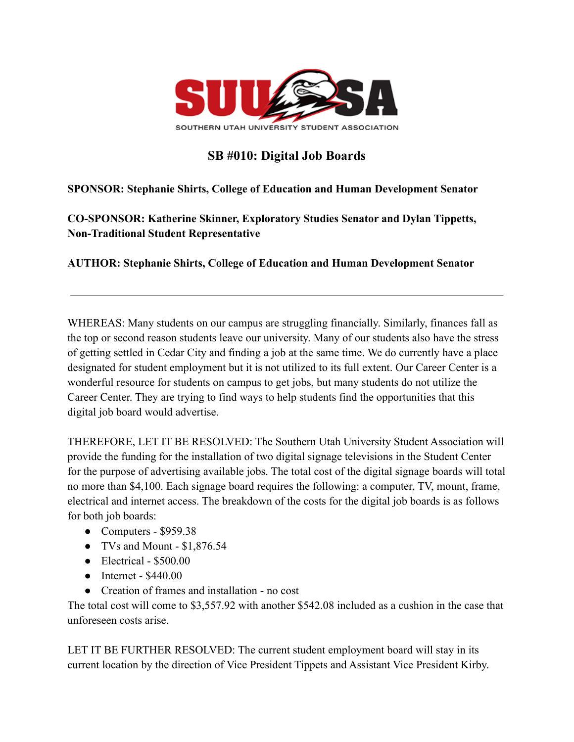SUUSA

SOUTHERN UTAH UNIVERSITY STUDENT ASSOCIATION

# SB #010: Digital Job Boards

**SPONSOR: Stephanie Shirts, College of Education and Human Development Senator**

**CO-SPONSOR: Katherine Skinner, Exploratory Studies Senator and Dylan Tippetts, Non-Traditional Student Representative**

**AUTHOR: Stephanie Shirts, College of Education and Human Development Senator**

---

WHEREAS: Many students on our campus are struggling financially. Similarly, finances fall as the top or second reason students leave our university. Many of our students also have the stress of getting settled in Cedar City and finding a job at the same time. We do currently have a place designated for student employment but it is not utilized to its full extent. Our Career Center is a wonderful resource for students on campus to get jobs, but many students do not utilize the Career Center. They are trying to find ways to help students find the opportunities that this digital job board would advertise.

THEREFORE, LET IT BE RESOLVED: The Southern Utah University Student Association will provide the funding for the installation of two digital signage televisions in the Student Center for the purpose of advertising available jobs. The total cost of the digital signage boards will total no more than $4,100. Each signage board requires the following: a computer, TV, mount, frame, electrical and internet access. The breakdown of the costs for the digital job boards is as follows for both job boards:

- Computers - $959.38
- TVs and Mount - $1,876.54
- Electrical - $500.00
- Internet - $440.00
- Creation of frames and installation - no cost

The total cost will come to $3,557.92 with another $542.08 included as a cushion in the case that unforeseen costs arise.

LET IT BE FURTHER RESOLVED: The current student employment board will stay in its current location by the direction of Vice President Tippets and Assistant Vice President Kirby.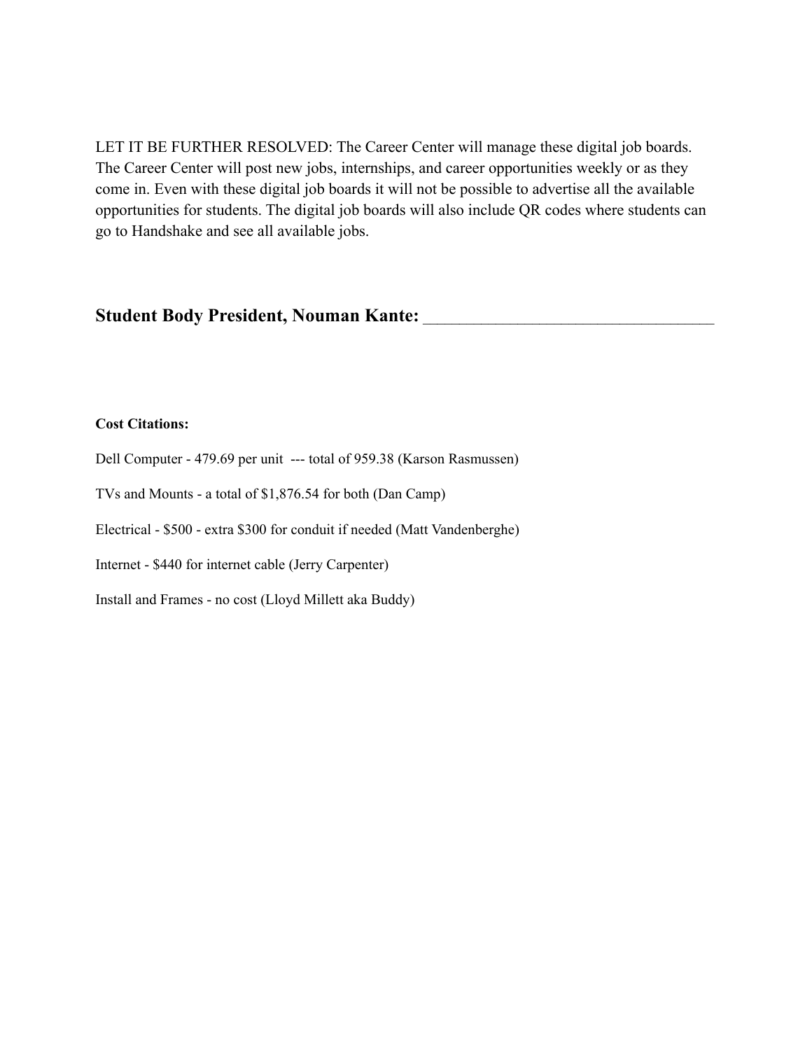LET IT BE FURTHER RESOLVED: The Career Center will manage these digital job boards. The Career Center will post new jobs, internships, and career opportunities weekly or as they come in. Even with these digital job boards it will not be possible to advertise all the available opportunities for students. The digital job boards will also include QR codes where students can go to Handshake and see all available jobs.

**Student Body President, Nouman Kante:** ___________________________________

**Cost Citations:**

Dell Computer - 479.69 per unit --- total of 959.38 (Karson Rasmussen)

TVs and Mounts - a total of $1,876.54 for both (Dan Camp)

Electrical - $500 - extra $300 for conduit if needed (Matt Vandenberghe)

Internet - $440 for internet cable (Jerry Carpenter)

Install and Frames - no cost (Lloyd Millett aka Buddy)